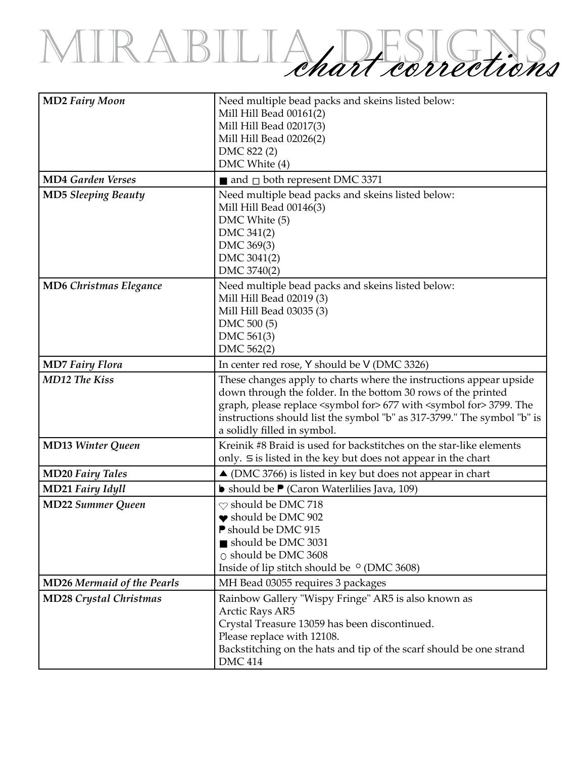# MIRABILIA DESIGNS *chart corrections*

| | |
|---|---|
| **MD2** *Fairy Moon* | Need multiple bead packs and skeins listed below:<br>Mill Hill Bead 00161(2)<br>Mill Hill Bead 02017(3)<br>Mill Hill Bead 02026(2)<br>DMC 822 (2)<br>DMC White (4) |
| **MD4** *Garden Verses* | ■ and □ both represent DMC 3371 |
| **MD5** *Sleeping Beauty* | Need multiple bead packs and skeins listed below:<br>Mill Hill Bead 00146(3)<br>DMC White (5)<br>DMC 341(2)<br>DMC 369(3)<br>DMC 3041(2)<br>DMC 3740(2) |
| **MD6** *Christmas Elegance* | Need multiple bead packs and skeins listed below:<br>Mill Hill Bead 02019 (3)<br>Mill Hill Bead 03035 (3)<br>DMC 500 (5)<br>DMC 561(3)<br>DMC 562(2) |
| **MD7** *Fairy Flora* | In center red rose, Y should be V (DMC 3326) |
| *MD12 The Kiss* | These changes apply to charts where the instructions appear upside down through the folder. In the bottom 30 rows of the printed graph, please replace <symbol for> 677 with <symbol for> 3799. The instructions should list the symbol "b" as 317-3799." The symbol "b" is a solidly filled in symbol. |
| **MD13** *Winter Queen* | Kreinik #8 Braid is used for backstitches on the star-like elements only. ⊆ is listed in the key but does not appear in the chart |
| **MD20** *Fairy Tales* | ▲ (DMC 3766) is listed in key but does not appear in chart |
| **MD21** *Fairy Idyll* | ▶ should be ▶ (Caron Waterlilies Java, 109) |
| **MD22** *Summer Queen* | ♡ should be DMC 718<br>♥ should be DMC 902<br>▶ should be DMC 915<br>■ should be DMC 3031<br>○ should be DMC 3608<br>Inside of lip stitch should be ° (DMC 3608) |
| **MD26** *Mermaid of the Pearls* | MH Bead 03055 requires 3 packages |
| **MD28** *Crystal Christmas* | Rainbow Gallery "Wispy Fringe" AR5 is also known as Arctic Rays AR5<br>Crystal Treasure 13059 has been discontinued.<br>Please replace with 12108.<br>Backstitching on the hats and tip of the scarf should be one strand DMC 414 |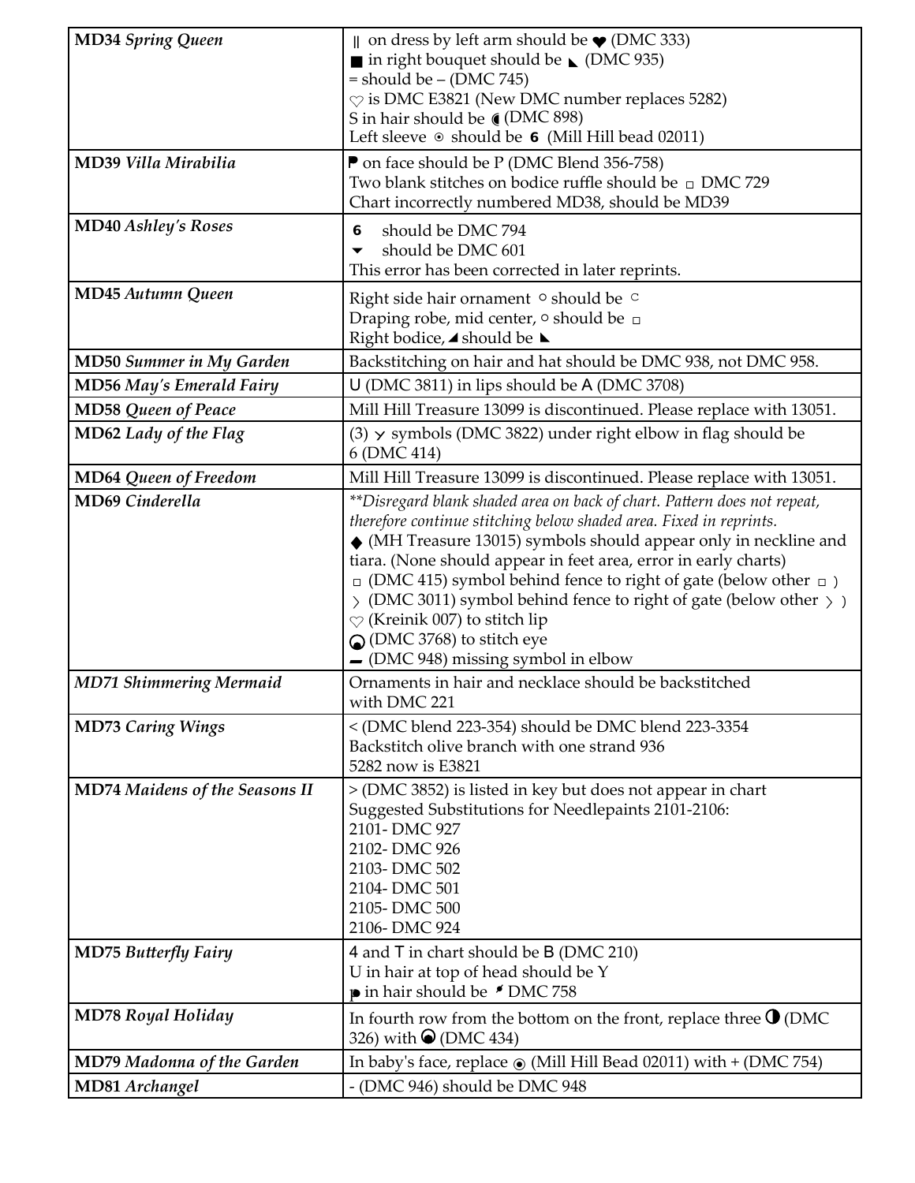| | |
|---|---|
| **MD34** *Spring Queen* | ‖ on dress by left arm should be ❤ (DMC 333)<br>■ in right bouquet should be ◣ (DMC 935)<br>= should be – (DMC 745)<br>♡ is DMC E3821 (New DMC number replaces 5282)<br>S in hair should be ◖ (DMC 898)<br>Left sleeve ⊙ should be **6** (Mill Hill bead 02011) |
| **MD39** *Villa Mirabilia* | P on face should be P (DMC Blend 356-758)<br>Two blank stitches on bodice ruffle should be ▫ DMC 729<br>Chart incorrectly numbered MD38, should be MD39 |
| **MD40** *Ashley's Roses* | **6** should be DMC 794<br>▾ should be DMC 601<br>This error has been corrected in later reprints. |
| **MD45** *Autumn Queen* | Right side hair ornament ○ should be ⊂<br>Draping robe, mid center, ○ should be ▫<br>Right bodice, ◢ should be ◣ |
| **MD50** *Summer in My Garden* | Backstitching on hair and hat should be DMC 938, not DMC 958. |
| **MD56** *May's Emerald Fairy* | U (DMC 3811) in lips should be A (DMC 3708) |
| **MD58** *Queen of Peace* | Mill Hill Treasure 13099 is discontinued. Please replace with 13051. |
| **MD62** *Lady of the Flag* | (3) ⋎ symbols (DMC 3822) under right elbow in flag should be 6 (DMC 414) |
| **MD64** *Queen of Freedom* | Mill Hill Treasure 13099 is discontinued. Please replace with 13051. |
| **MD69** *Cinderella* | *\*\*Disregard blank shaded area on back of chart. Pattern does not repeat, therefore continue stitching below shaded area. Fixed in reprints.*<br>◆ (MH Treasure 13015) symbols should appear only in neckline and tiara. (None should appear in feet area, error in early charts)<br>▫ (DMC 415) symbol behind fence to right of gate (below other ▫ )<br>〉 (DMC 3011) symbol behind fence to right of gate (below other 〉 )<br>♡ (Kreinik 007) to stitch lip<br>◒ (DMC 3768) to stitch eye<br>▬ (DMC 948) missing symbol in elbow |
| ***MD71 Shimmering Mermaid*** | Ornaments in hair and necklace should be backstitched with DMC 221 |
| **MD73** *Caring Wings* | < (DMC blend 223-354) should be DMC blend 223-3354<br>Backstitch olive branch with one strand 936<br>5282 now is E3821 |
| **MD74** *Maidens of the Seasons II* | > (DMC 3852) is listed in key but does not appear in chart<br>Suggested Substitutions for Needlepaints 2101-2106:<br>2101- DMC 927<br>2102- DMC 926<br>2103- DMC 502<br>2104- DMC 501<br>2105- DMC 500<br>2106- DMC 924 |
| **MD75** *Butterfly Fairy* | 4 and T in chart should be B (DMC 210)<br>U in hair at top of head should be Y<br>⁍ in hair should be ⁄ DMC 758 |
| **MD78** *Royal Holiday* | In fourth row from the bottom on the front, replace three ◑ (DMC 326) with ◒ (DMC 434) |
| **MD79** *Madonna of the Garden* | In baby's face, replace ◉ (Mill Hill Bead 02011) with + (DMC 754) |
| **MD81** *Archangel* | - (DMC 946) should be DMC 948 |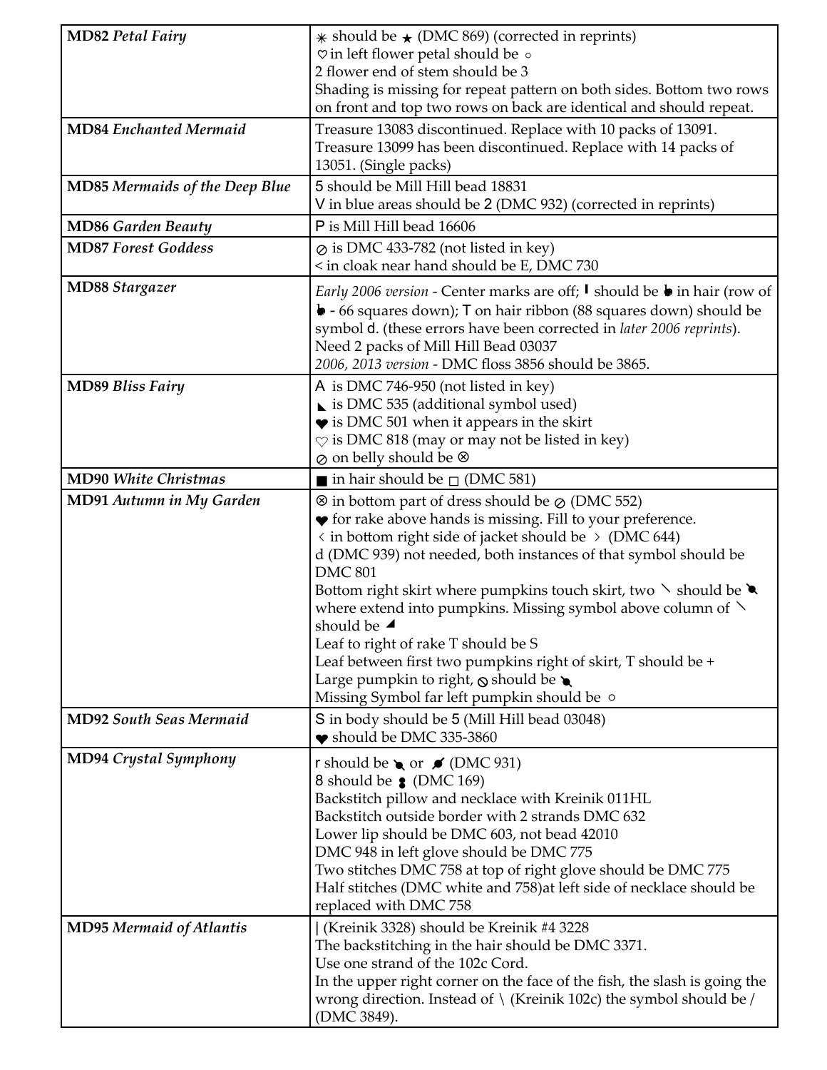| | |
|---|---|
| **MD82** *Petal Fairy* | ✳ should be ★ (DMC 869) (corrected in reprints)<br>♡ in left flower petal should be ◦<br>2 flower end of stem should be 3<br>Shading is missing for repeat pattern on both sides. Bottom two rows on front and top two rows on back are identical and should repeat. |
| **MD84** *Enchanted Mermaid* | Treasure 13083 discontinued. Replace with 10 packs of 13091.<br>Treasure 13099 has been discontinued. Replace with 14 packs of 13051. (Single packs) |
| **MD85** *Mermaids of the Deep Blue* | 5 should be Mill Hill bead 18831<br>V in blue areas should be 2 (DMC 932) (corrected in reprints) |
| **MD86** *Garden Beauty* | P is Mill Hill bead 16606 |
| **MD87** *Forest Goddess* | ⊘ is DMC 433-782 (not listed in key)<br>< in cloak near hand should be E, DMC 730 |
| **MD88** *Stargazer* | *Early 2006 version* - Center marks are off; ❙ should be ◗ in hair (row of ◗ - 66 squares down); T on hair ribbon (88 squares down) should be symbol d. (these errors have been corrected in *later 2006 reprints*).<br>Need 2 packs of Mill Hill Bead 03037<br>*2006, 2013 version* - DMC floss 3856 should be 3865. |
| **MD89** *Bliss Fairy* | A is DMC 746-950 (not listed in key)<br>◣ is DMC 535 (additional symbol used)<br>♥ is DMC 501 when it appears in the skirt<br>♡ is DMC 818 (may or may not be listed in key)<br>⊘ on belly should be ⊗ |
| **MD90** *White Christmas* | ■ in hair should be □ (DMC 581) |
| **MD91** *Autumn in My Garden* | ⊗ in bottom part of dress should be ⊘ (DMC 552)<br>♥ for rake above hands is missing. Fill to your preference.<br>‹ in bottom right side of jacket should be › (DMC 644)<br>d (DMC 939) not needed, both instances of that symbol should be DMC 801<br>Bottom right skirt where pumpkins touch skirt, two ╲ should be ◣ where extend into pumpkins. Missing symbol above column of ╲ should be ◢<br>Leaf to right of rake T should be S<br>Leaf between first two pumpkins right of skirt, T should be +<br>Large pumpkin to right, ⦸ should be ◣<br>Missing Symbol far left pumpkin should be ◦ |
| **MD92** *South Seas Mermaid* | S in body should be 5 (Mill Hill bead 03048)<br>♥ should be DMC 335-3860 |
| **MD94** *Crystal Symphony* | r should be ◣ or ⌀ (DMC 931)<br>8 should be ⁑ (DMC 169)<br>Backstitch pillow and necklace with Kreinik 011HL<br>Backstitch outside border with 2 strands DMC 632<br>Lower lip should be DMC 603, not bead 42010<br>DMC 948 in left glove should be DMC 775<br>Two stitches DMC 758 at top of right glove should be DMC 775<br>Half stitches (DMC white and 758)at left side of necklace should be replaced with DMC 758 |
| **MD95** *Mermaid of Atlantis* | \| (Kreinik 3328) should be Kreinik #4 3228<br>The backstitching in the hair should be DMC 3371.<br>Use one strand of the 102c Cord.<br>In the upper right corner on the face of the fish, the slash is going the wrong direction. Instead of \ (Kreinik 102c) the symbol should be / (DMC 3849). |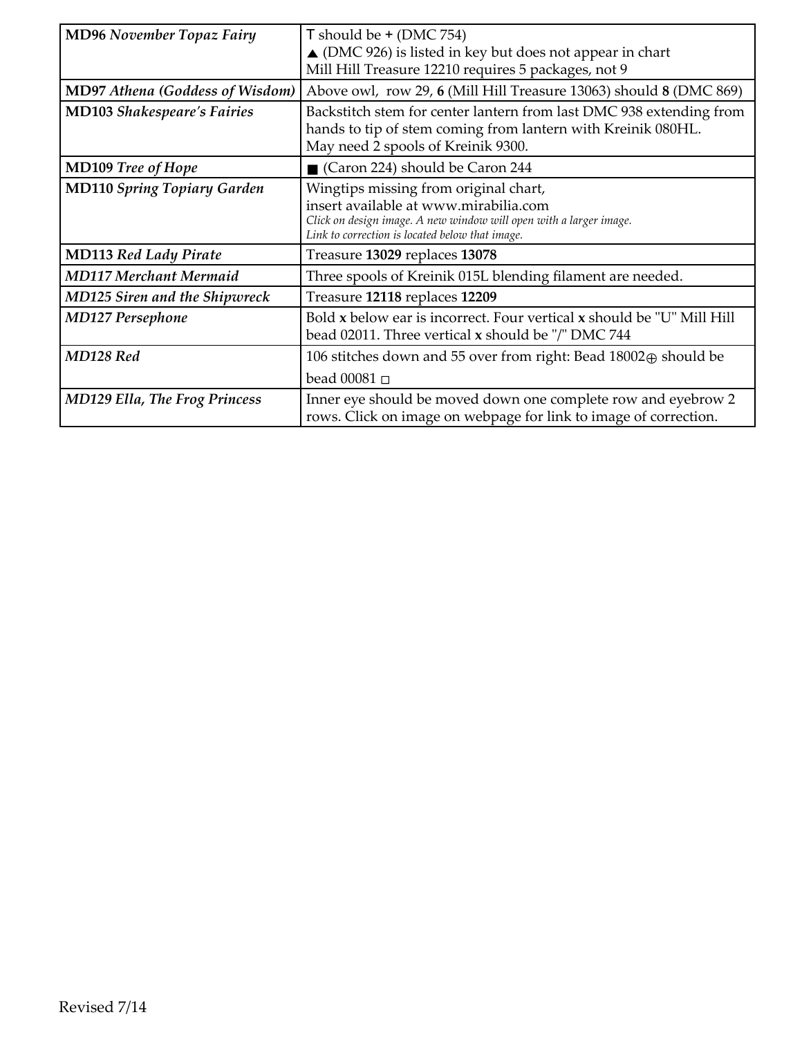| | |
|---|---|
| **MD96** *November Topaz Fairy* | T should be + (DMC 754)<br>▲ (DMC 926) is listed in key but does not appear in chart<br>Mill Hill Treasure 12210 requires 5 packages, not 9 |
| **MD97** *Athena (Goddess of Wisdom)* | Above owl, row 29, **6** (Mill Hill Treasure 13063) should **8** (DMC 869) |
| **MD103** *Shakespeare's Fairies* | Backstitch stem for center lantern from last DMC 938 extending from hands to tip of stem coming from lantern with Kreinik 080HL.<br>May need 2 spools of Kreinik 9300. |
| **MD109** *Tree of Hope* | ■ (Caron 224) should be Caron 244 |
| **MD110** *Spring Topiary Garden* | Wingtips missing from original chart,<br>insert available at www.mirabilia.com<br>*Click on design image. A new window will open with a larger image.*<br>*Link to correction is located below that image.* |
| **MD113** *Red Lady Pirate* | Treasure **13029** replaces **13078** |
| ***MD117 Merchant Mermaid*** | Three spools of Kreinik 015L blending filament are needed. |
| ***MD125 Siren and the Shipwreck*** | Treasure **12118** replaces **12209** |
| ***MD127 Persephone*** | Bold **x** below ear is incorrect. Four vertical **x** should be "U" Mill Hill bead 02011. Three vertical **x** should be "/" DMC 744 |
| ***MD128 Red*** | 106 stitches down and 55 over from right: Bead 18002⊕ should be bead 00081 □ |
| ***MD129 Ella, The Frog Princess*** | Inner eye should be moved down one complete row and eyebrow 2 rows. Click on image on webpage for link to image of correction. |

Revised 7/14